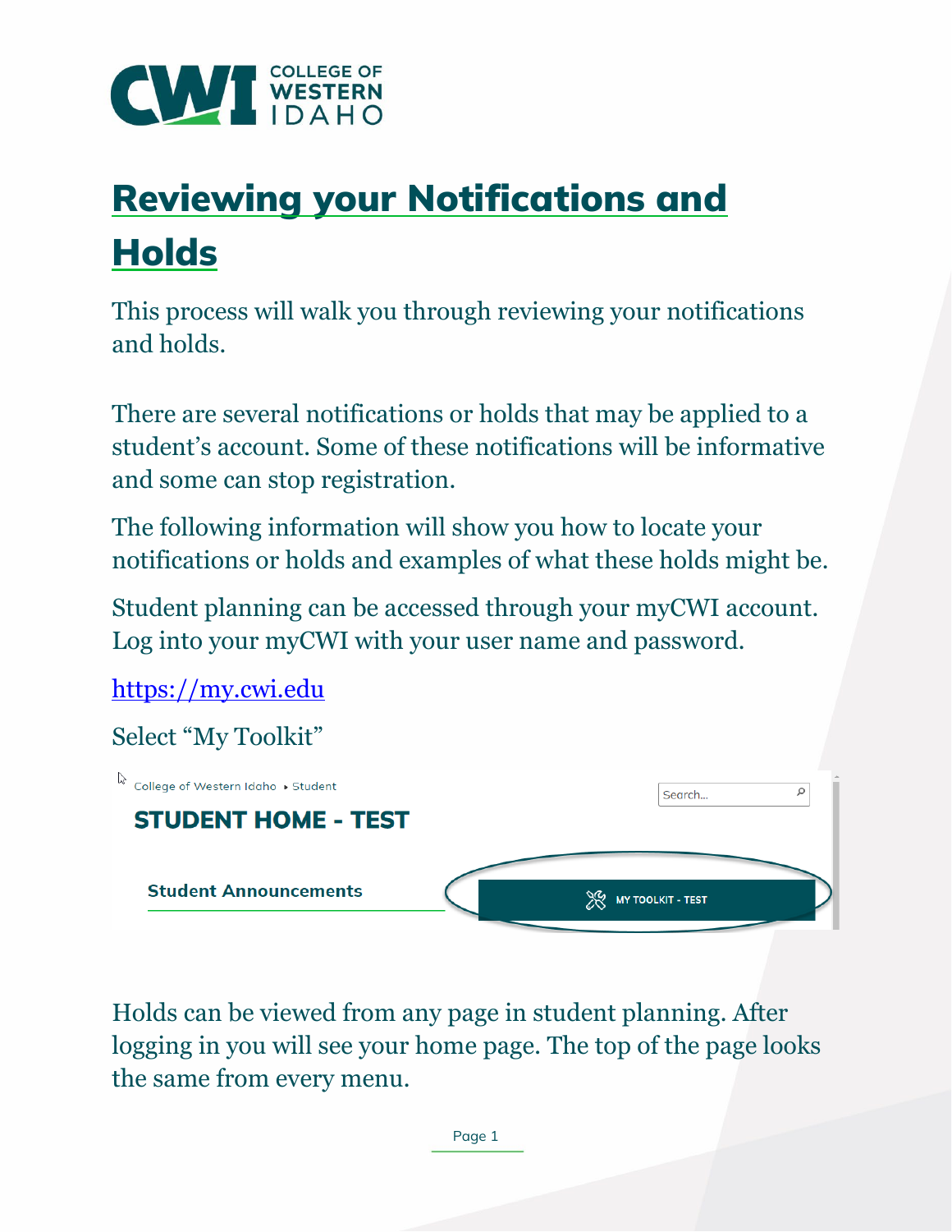# Reviewing your Notifications and Holds

This process will walk you through reviewing your notifications and holds.

There are several notifications or holds that may be applied to a student's account. Some of these notifications will be informative and some can stop registration.

The following information will show you how to locate your notifications or holds and examples of what these holds might be.

Student planning can be accessed through your myCWI account. Log into your myCWI with your user name and password.

https://my.cwi.edu

Select "My Toolkit"

Holds can be viewed from any page in student planning. After logging in you will see your home page. The top of the page looks the same from every menu.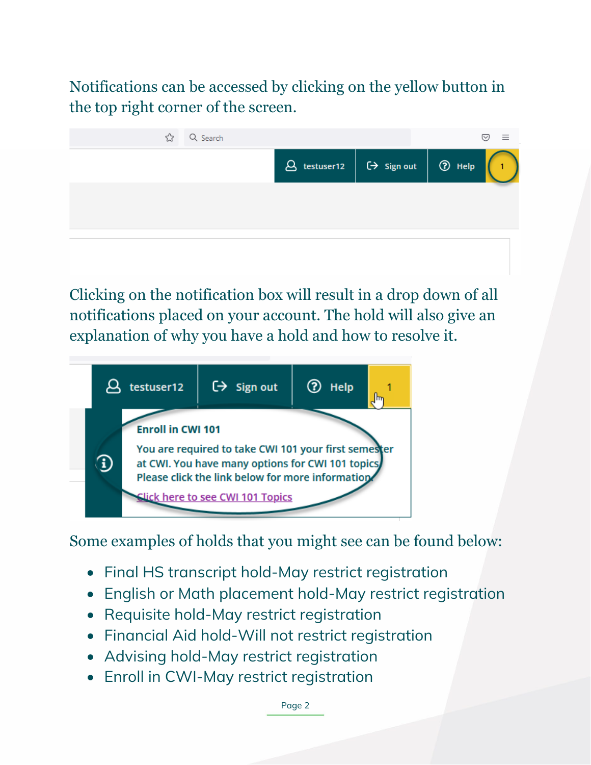Notifications can be accessed by clicking on the yellow button in the top right corner of the screen.

Clicking on the notification box will result in a drop down of all notifications placed on your account. The hold will also give an explanation of why you have a hold and how to resolve it.

Some examples of holds that you might see can be found below:

- Final HS transcript hold-May restrict registration
- English or Math placement hold-May restrict registration
- Requisite hold-May restrict registration
- Financial Aid hold-Will not restrict registration
- Advising hold-May restrict registration
- Enroll in CWI-May restrict registration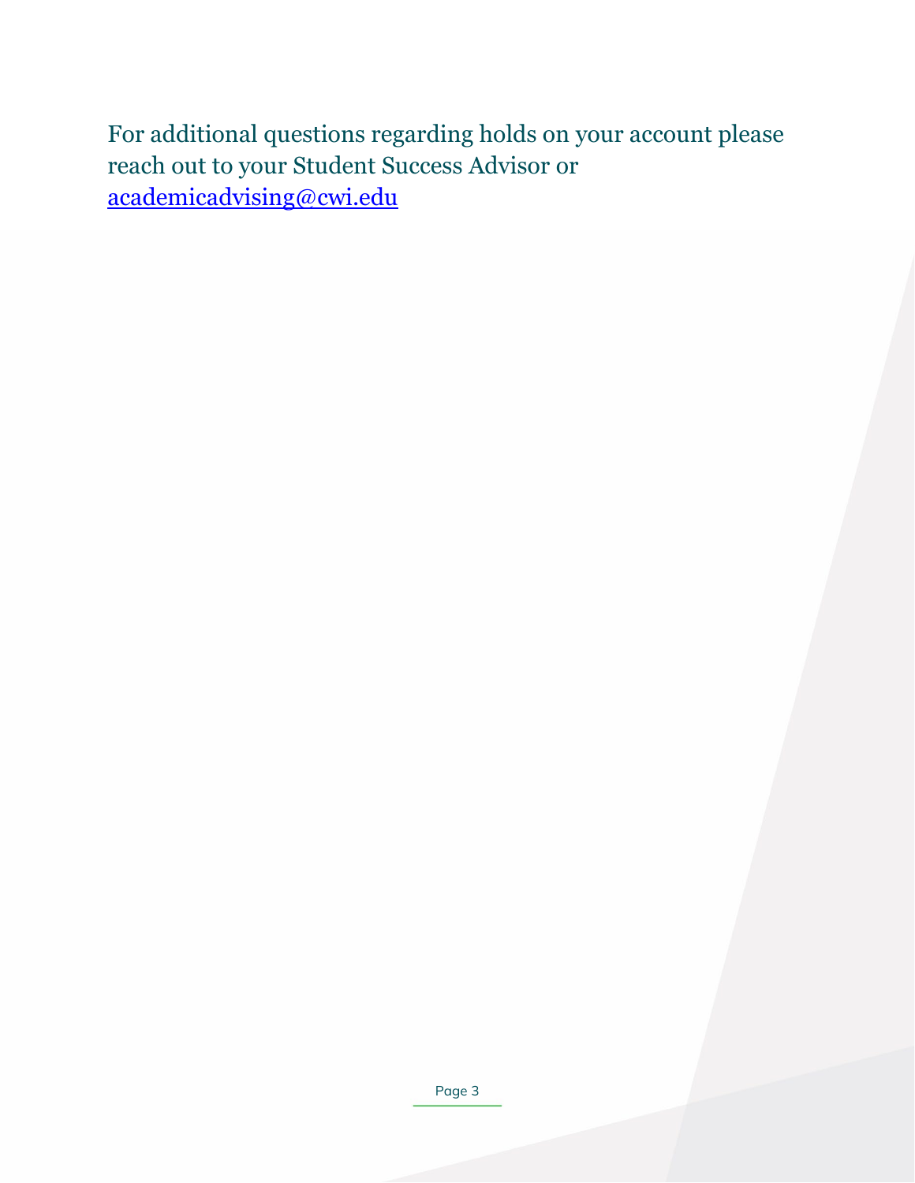For additional questions regarding holds on your account please reach out to your Student Success Advisor or [academicadvising@cwi.edu](mailto:academicadvising@cwi.edu)